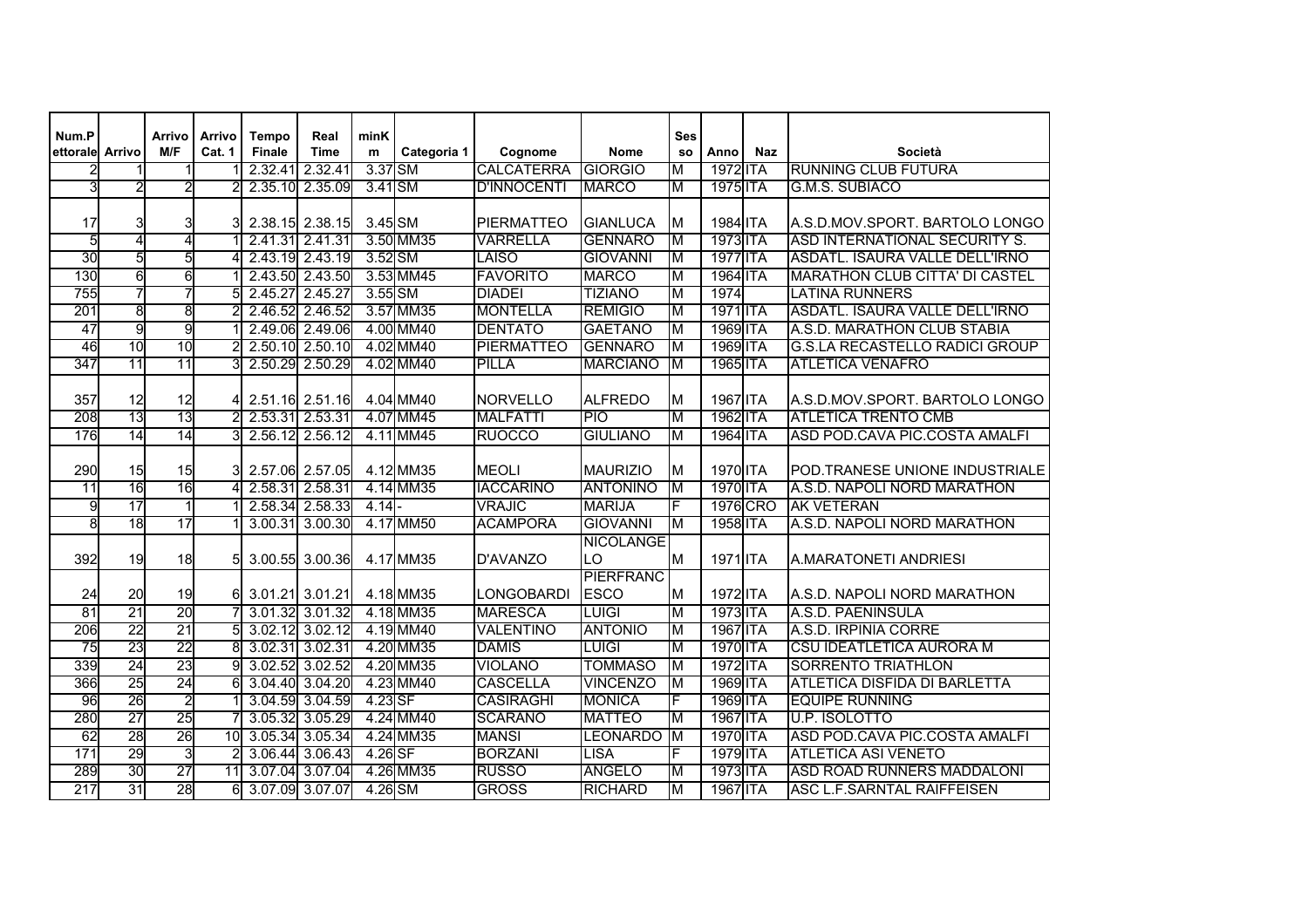| Num.Pettorale | Arrivo | Arrivo M/F | Arrivo Cat. 1 | Tempo Finale | Real Time | minKm | Categoria 1 | Cognome | Nome | Sesso | Anno | Naz | Società |
|---|---|---|---|---|---|---|---|---|---|---|---|---|---|
| 2 | 1 | 1 | 1 | 2.32.41 | 2.32.41 | 3.37 | SM | CALCATERRA | GIORGIO | M | 1972 | ITA | RUNNING CLUB FUTURA |
| 3 | 2 | 2 | 2 | 2.35.10 | 2.35.09 | 3.41 | SM | D'INNOCENTI | MARCO | M | 1975 | ITA | G.M.S. SUBIACO |
| 17 | 3 | 3 | 3 | 2.38.15 | 2.38.15 | 3.45 | SM | PIERMATTEO | GIANLUCA | M | 1984 | ITA | A.S.D.MOV.SPORT. BARTOLO LONGO |
| 5 | 4 | 4 | 1 | 2.41.31 | 2.41.31 | 3.50 | MM35 | VARRELLA | GENNARO | M | 1973 | ITA | ASD INTERNATIONAL SECURITY S. |
| 30 | 5 | 5 | 4 | 2.43.19 | 2.43.19 | 3.52 | SM | LAISO | GIOVANNI | M | 1977 | ITA | ASDATL. ISAURA VALLE DELL'IRNO |
| 130 | 6 | 6 | 1 | 2.43.50 | 2.43.50 | 3.53 | MM45 | FAVORITO | MARCO | M | 1964 | ITA | MARATHON CLUB CITTA' DI CASTEL |
| 755 | 7 | 7 | 5 | 2.45.27 | 2.45.27 | 3.55 | SM | DIADEI | TIZIANO | M | 1974 | | LATINA RUNNERS |
| 201 | 8 | 8 | 2 | 2.46.52 | 2.46.52 | 3.57 | MM35 | MONTELLA | REMIGIO | M | 1971 | ITA | ASDATL. ISAURA VALLE DELL'IRNO |
| 47 | 9 | 9 | 1 | 2.49.06 | 2.49.06 | 4.00 | MM40 | DENTATO | GAETANO | M | 1969 | ITA | A.S.D. MARATHON CLUB STABIA |
| 46 | 10 | 10 | 2 | 2.50.10 | 2.50.10 | 4.02 | MM40 | PIERMATTEO | GENNARO | M | 1969 | ITA | G.S.LA RECASTELLO RADICI GROUP |
| 347 | 11 | 11 | 3 | 2.50.29 | 2.50.29 | 4.02 | MM40 | PILLA | MARCIANO | M | 1965 | ITA | ATLETICA VENAFRO |
| 357 | 12 | 12 | 4 | 2.51.16 | 2.51.16 | 4.04 | MM40 | NORVELLO | ALFREDO | M | 1967 | ITA | A.S.D.MOV.SPORT. BARTOLO LONGO |
| 208 | 13 | 13 | 2 | 2.53.31 | 2.53.31 | 4.07 | MM45 | MALFATTI | PIO | M | 1962 | ITA | ATLETICA TRENTO CMB |
| 176 | 14 | 14 | 3 | 2.56.12 | 2.56.12 | 4.11 | MM45 | RUOCCO | GIULIANO | M | 1964 | ITA | ASD POD.CAVA PIC.COSTA AMALFI |
| 290 | 15 | 15 | 3 | 2.57.06 | 2.57.05 | 4.12 | MM35 | MEOLI | MAURIZIO | M | 1970 | ITA | POD.TRANESE UNIONE INDUSTRIALE |
| 11 | 16 | 16 | 4 | 2.58.31 | 2.58.31 | 4.14 | MM35 | IACCARINO | ANTONINO | M | 1970 | ITA | A.S.D. NAPOLI NORD MARATHON |
| 9 | 17 | 1 | 1 | 2.58.34 | 2.58.33 | 4.14 | - | VRAJIC | MARIJA | F | 1976 | CRO | AK VETERAN |
| 8 | 18 | 17 | 1 | 3.00.31 | 3.00.30 | 4.17 | MM50 | ACAMPORA | GIOVANNI | M | 1958 | ITA | A.S.D. NAPOLI NORD MARATHON |
| 392 | 19 | 18 | 5 | 3.00.55 | 3.00.36 | 4.17 | MM35 | D'AVANZO | NICOLANGELO | M | 1971 | ITA | A.MARATONETI ANDRIESI |
| 24 | 20 | 19 | 6 | 3.01.21 | 3.01.21 | 4.18 | MM35 | LONGOBARDI | PIERFRANCESCO | M | 1972 | ITA | A.S.D. NAPOLI NORD MARATHON |
| 81 | 21 | 20 | 7 | 3.01.32 | 3.01.32 | 4.18 | MM35 | MARESCA | LUIGI | M | 1973 | ITA | A.S.D. PAENINSULA |
| 206 | 22 | 21 | 5 | 3.02.12 | 3.02.12 | 4.19 | MM40 | VALENTINO | ANTONIO | M | 1967 | ITA | A.S.D. IRPINIA CORRE |
| 75 | 23 | 22 | 8 | 3.02.31 | 3.02.31 | 4.20 | MM35 | DAMIS | LUIGI | M | 1970 | ITA | CSU IDEATLETICA AURORA M |
| 339 | 24 | 23 | 9 | 3.02.52 | 3.02.52 | 4.20 | MM35 | VIOLANO | TOMMASO | M | 1972 | ITA | SORRENTO TRIATHLON |
| 366 | 25 | 24 | 6 | 3.04.40 | 3.04.20 | 4.23 | MM40 | CASCELLA | VINCENZO | M | 1969 | ITA | ATLETICA DISFIDA DI BARLETTA |
| 96 | 26 | 2 | 1 | 3.04.59 | 3.04.59 | 4.23 | SF | CASIRAGHI | MONICA | F | 1969 | ITA | EQUIPE RUNNING |
| 280 | 27 | 25 | 7 | 3.05.32 | 3.05.29 | 4.24 | MM40 | SCARANO | MATTEO | M | 1967 | ITA | U.P. ISOLOTTO |
| 62 | 28 | 26 | 10 | 3.05.34 | 3.05.34 | 4.24 | MM35 | MANSI | LEONARDO | M | 1970 | ITA | ASD POD.CAVA PIC.COSTA AMALFI |
| 171 | 29 | 3 | 2 | 3.06.44 | 3.06.43 | 4.26 | SF | BORZANI | LISA | F | 1979 | ITA | ATLETICA ASI VENETO |
| 289 | 30 | 27 | 11 | 3.07.04 | 3.07.04 | 4.26 | MM35 | RUSSO | ANGELO | M | 1973 | ITA | ASD ROAD RUNNERS MADDALONI |
| 217 | 31 | 28 | 6 | 3.07.09 | 3.07.07 | 4.26 | SM | GROSS | RICHARD | M | 1967 | ITA | ASC L.F.SARNTAL RAIFFEISEN |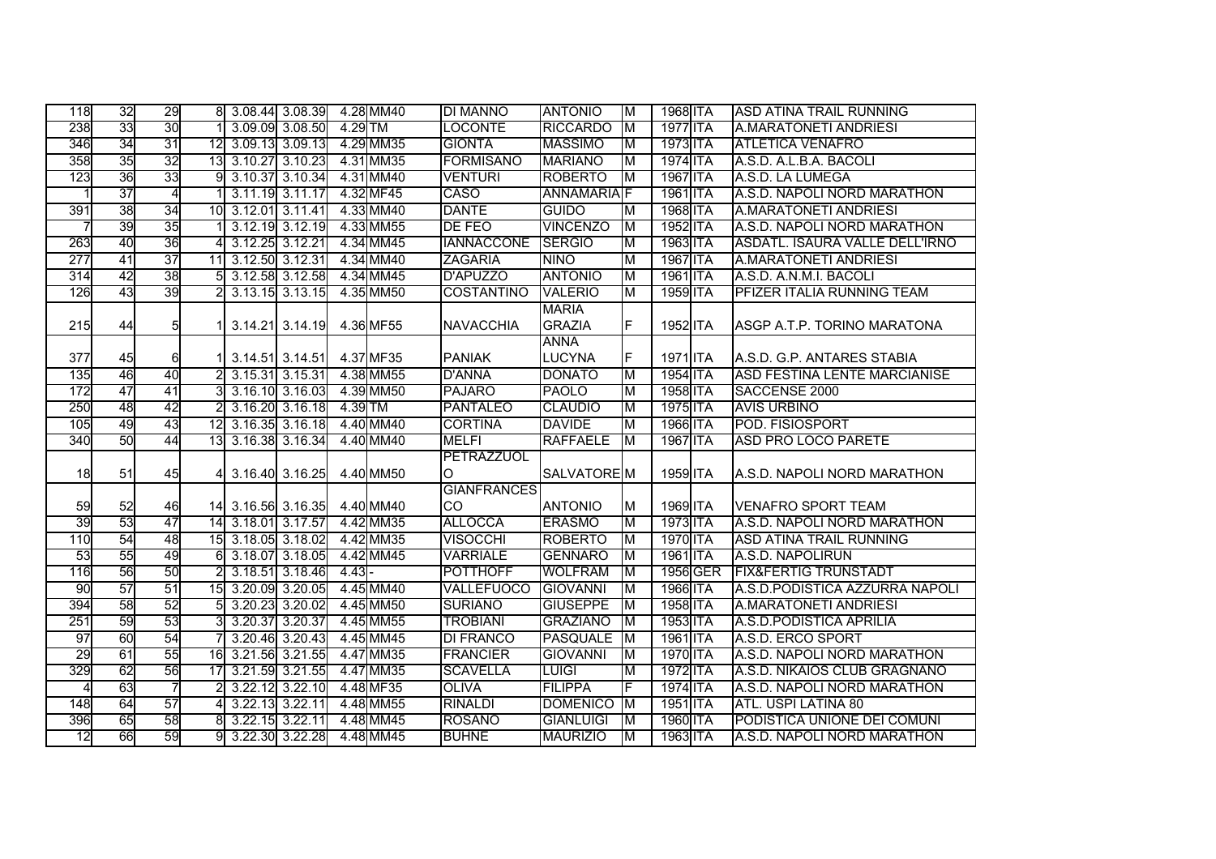| | | | | | | | | | | | | | |
|---|---|---|---|---|---|---|---|---|---|---|---|---|---|
| 118 | 32 | 29 | 8 | 3.08.44 | 3.08.39 | 4.28 | MM40 | DI MANNO | ANTONIO | M | 1968 | ITA | ASD ATINA TRAIL RUNNING |
| 238 | 33 | 30 | 1 | 3.09.09 | 3.08.50 | 4.29 | TM | LOCONTE | RICCARDO | M | 1977 | ITA | A.MARATONETI ANDRIESI |
| 346 | 34 | 31 | 12 | 3.09.13 | 3.09.13 | 4.29 | MM35 | GIONTA | MASSIMO | M | 1973 | ITA | ATLETICA VENAFRO |
| 358 | 35 | 32 | 13 | 3.10.27 | 3.10.23 | 4.31 | MM35 | FORMISANO | MARIANO | M | 1974 | ITA | A.S.D. A.L.B.A. BACOLI |
| 123 | 36 | 33 | 9 | 3.10.37 | 3.10.34 | 4.31 | MM40 | VENTURI | ROBERTO | M | 1967 | ITA | A.S.D. LA LUMEGA |
| 1 | 37 | 4 | 1 | 3.11.19 | 3.11.17 | 4.32 | MF45 | CASO | ANNAMARIA | F | 1961 | ITA | A.S.D. NAPOLI NORD MARATHON |
| 391 | 38 | 34 | 10 | 3.12.01 | 3.11.41 | 4.33 | MM40 | DANTE | GUIDO | M | 1968 | ITA | A.MARATONETI ANDRIESI |
| 7 | 39 | 35 | 1 | 3.12.19 | 3.12.19 | 4.33 | MM55 | DE FEO | VINCENZO | M | 1952 | ITA | A.S.D. NAPOLI NORD MARATHON |
| 263 | 40 | 36 | 4 | 3.12.25 | 3.12.21 | 4.34 | MM45 | IANNACCONE | SERGIO | M | 1963 | ITA | ASDATL. ISAURA VALLE DELL'IRNO |
| 277 | 41 | 37 | 11 | 3.12.50 | 3.12.31 | 4.34 | MM40 | ZAGARIA | NINO | M | 1967 | ITA | A.MARATONETI ANDRIESI |
| 314 | 42 | 38 | 5 | 3.12.58 | 3.12.58 | 4.34 | MM45 | D'APUZZO | ANTONIO | M | 1961 | ITA | A.S.D. A.N.M.I. BACOLI |
| 126 | 43 | 39 | 2 | 3.13.15 | 3.13.15 | 4.35 | MM50 | COSTANTINO | VALERIO | M | 1959 | ITA | PFIZER ITALIA RUNNING TEAM |
| 215 | 44 | 5 | 1 | 3.14.21 | 3.14.19 | 4.36 | MF55 | NAVACCHIA | MARIA GRAZIA | F | 1952 | ITA | ASGP A.T.P. TORINO MARATONA |
| 377 | 45 | 6 | 1 | 3.14.51 | 3.14.51 | 4.37 | MF35 | PANIAK | ANNA LUCYNA | F | 1971 | ITA | A.S.D. G.P. ANTARES STABIA |
| 135 | 46 | 40 | 2 | 3.15.31 | 3.15.31 | 4.38 | MM55 | D'ANNA | DONATO | M | 1954 | ITA | ASD FESTINA LENTE MARCIANISE |
| 172 | 47 | 41 | 3 | 3.16.10 | 3.16.03 | 4.39 | MM50 | PAJARO | PAOLO | M | 1958 | ITA | SACCENSE 2000 |
| 250 | 48 | 42 | 2 | 3.16.20 | 3.16.18 | 4.39 | TM | PANTALEO | CLAUDIO | M | 1975 | ITA | AVIS URBINO |
| 105 | 49 | 43 | 12 | 3.16.35 | 3.16.18 | 4.40 | MM40 | CORTINA | DAVIDE | M | 1966 | ITA | POD. FISIOSPORT |
| 340 | 50 | 44 | 13 | 3.16.38 | 3.16.34 | 4.40 | MM40 | MELFI | RAFFAELE | M | 1967 | ITA | ASD PRO LOCO PARETE |
| 18 | 51 | 45 | 4 | 3.16.40 | 3.16.25 | 4.40 | MM50 | PETRAZZUOLO | SALVATORE | M | 1959 | ITA | A.S.D. NAPOLI NORD MARATHON |
| 59 | 52 | 46 | 14 | 3.16.56 | 3.16.35 | 4.40 | MM40 | GIANFRANCESCO | ANTONIO | M | 1969 | ITA | VENAFRO SPORT TEAM |
| 39 | 53 | 47 | 14 | 3.18.01 | 3.17.57 | 4.42 | MM35 | ALLOCCA | ERASMO | M | 1973 | ITA | A.S.D. NAPOLI NORD MARATHON |
| 110 | 54 | 48 | 15 | 3.18.05 | 3.18.02 | 4.42 | MM35 | VISOCCHI | ROBERTO | M | 1970 | ITA | ASD ATINA TRAIL RUNNING |
| 53 | 55 | 49 | 6 | 3.18.07 | 3.18.05 | 4.42 | MM45 | VARRIALE | GENNARO | M | 1961 | ITA | A.S.D. NAPOLIRUN |
| 116 | 56 | 50 | 2 | 3.18.51 | 3.18.46 | 4.43 | - | POTTHOFF | WOLFRAM | M | 1956 | GER | FIX&FERTIG TRUNSTADT |
| 90 | 57 | 51 | 15 | 3.20.09 | 3.20.05 | 4.45 | MM40 | VALLEFUOCO | GIOVANNI | M | 1966 | ITA | A.S.D.PODISTICA AZZURRA NAPOLI |
| 394 | 58 | 52 | 5 | 3.20.23 | 3.20.02 | 4.45 | MM50 | SURIANO | GIUSEPPE | M | 1958 | ITA | A.MARATONETI ANDRIESI |
| 251 | 59 | 53 | 3 | 3.20.37 | 3.20.37 | 4.45 | MM55 | TROBIANI | GRAZIANO | M | 1953 | ITA | A.S.D.PODISTICA APRILIA |
| 97 | 60 | 54 | 7 | 3.20.46 | 3.20.43 | 4.45 | MM45 | DI FRANCO | PASQUALE | M | 1961 | ITA | A.S.D. ERCO SPORT |
| 29 | 61 | 55 | 16 | 3.21.56 | 3.21.55 | 4.47 | MM35 | FRANCIER | GIOVANNI | M | 1970 | ITA | A.S.D. NAPOLI NORD MARATHON |
| 329 | 62 | 56 | 17 | 3.21.59 | 3.21.55 | 4.47 | MM35 | SCAVELLA | LUIGI | M | 1972 | ITA | A.S.D. NIKAIOS CLUB GRAGNANO |
| 4 | 63 | 7 | 2 | 3.22.12 | 3.22.10 | 4.48 | MF35 | OLIVA | FILIPPA | F | 1974 | ITA | A.S.D. NAPOLI NORD MARATHON |
| 148 | 64 | 57 | 4 | 3.22.13 | 3.22.11 | 4.48 | MM55 | RINALDI | DOMENICO | M | 1951 | ITA | ATL. USPI LATINA 80 |
| 396 | 65 | 58 | 8 | 3.22.15 | 3.22.11 | 4.48 | MM45 | ROSANO | GIANLUIGI | M | 1960 | ITA | PODISTICA UNIONE DEI COMUNI |
| 12 | 66 | 59 | 9 | 3.22.30 | 3.22.28 | 4.48 | MM45 | BUHNE | MAURIZIO | M | 1963 | ITA | A.S.D. NAPOLI NORD MARATHON |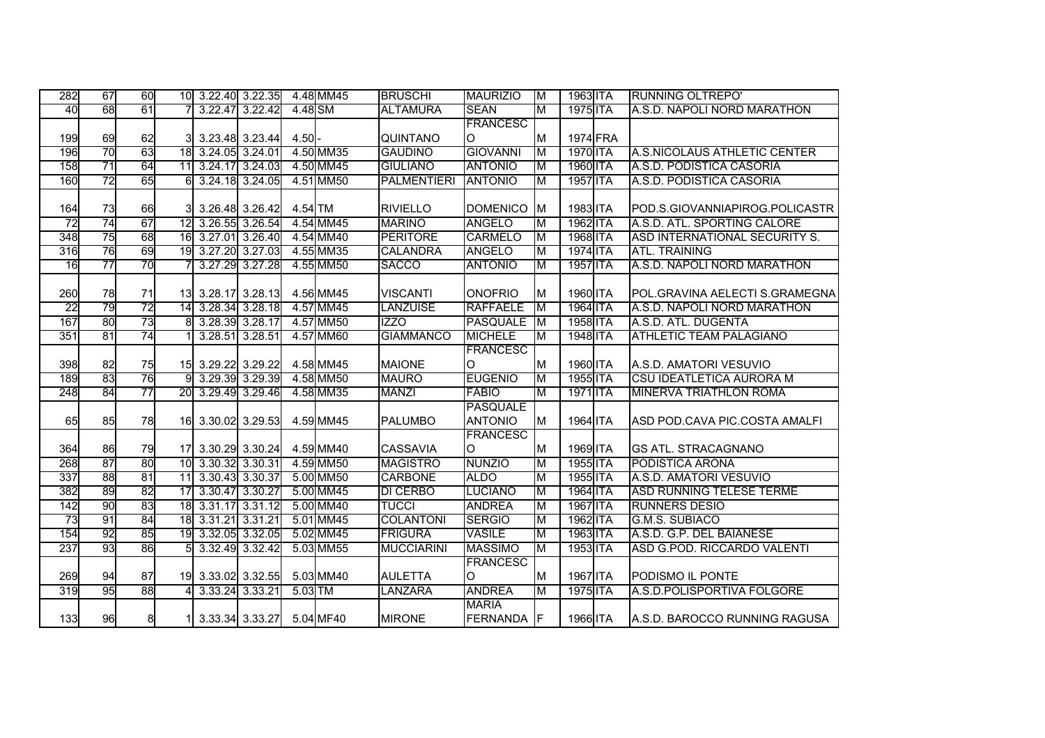| | | | | | | | | | | | | | |
|---|---|---|---|---|---|---|---|---|---|---|---|---|---|
| 282 | 67 | 60 | 10 | 3.22.40 | 3.22.35 | 4.48 | MM45 | BRUSCHI | MAURIZIO | M | 1963 | ITA | RUNNING OLTREPO' |
| 40 | 68 | 61 | 7 | 3.22.47 | 3.22.42 | 4.48 | SM | ALTAMURA | SEAN | M | 1975 | ITA | A.S.D. NAPOLI NORD MARATHON |
| 199 | 69 | 62 | 3 | 3.23.48 | 3.23.44 | 4.50 | - | QUINTANO | FRANCESCO | M | 1974 | FRA | |
| 196 | 70 | 63 | 18 | 3.24.05 | 3.24.01 | 4.50 | MM35 | GAUDINO | GIOVANNI | M | 1970 | ITA | A.S.NICOLAUS ATHLETIC CENTER |
| 158 | 71 | 64 | 11 | 3.24.17 | 3.24.03 | 4.50 | MM45 | GIULIANO | ANTONIO | M | 1960 | ITA | A.S.D. PODISTICA CASORIA |
| 160 | 72 | 65 | 6 | 3.24.18 | 3.24.05 | 4.51 | MM50 | PALMENTIERI | ANTONIO | M | 1957 | ITA | A.S.D. PODISTICA CASORIA |
| 164 | 73 | 66 | 3 | 3.26.48 | 3.26.42 | 4.54 | TM | RIVIELLO | DOMENICO | M | 1983 | ITA | POD.S.GIOVANNIAPIROG.POLICASTR |
| 72 | 74 | 67 | 12 | 3.26.55 | 3.26.54 | 4.54 | MM45 | MARINO | ANGELO | M | 1962 | ITA | A.S.D. ATL. SPORTING CALORE |
| 348 | 75 | 68 | 16 | 3.27.01 | 3.26.40 | 4.54 | MM40 | PERITORE | CARMELO | M | 1968 | ITA | ASD INTERNATIONAL SECURITY S. |
| 316 | 76 | 69 | 19 | 3.27.20 | 3.27.03 | 4.55 | MM35 | CALANDRA | ANGELO | M | 1974 | ITA | ATL. TRAINING |
| 16 | 77 | 70 | 7 | 3.27.29 | 3.27.28 | 4.55 | MM50 | SACCO | ANTONIO | M | 1957 | ITA | A.S.D. NAPOLI NORD MARATHON |
| 260 | 78 | 71 | 13 | 3.28.17 | 3.28.13 | 4.56 | MM45 | VISCANTI | ONOFRIO | M | 1960 | ITA | POL.GRAVINA AELECTI S.GRAMEGNA |
| 22 | 79 | 72 | 14 | 3.28.34 | 3.28.18 | 4.57 | MM45 | LANZUISE | RAFFAELE | M | 1964 | ITA | A.S.D. NAPOLI NORD MARATHON |
| 167 | 80 | 73 | 8 | 3.28.39 | 3.28.17 | 4.57 | MM50 | IZZO | PASQUALE | M | 1958 | ITA | A.S.D. ATL. DUGENTA |
| 351 | 81 | 74 | 1 | 3.28.51 | 3.28.51 | 4.57 | MM60 | GIAMMANCO | MICHELE | M | 1948 | ITA | ATHLETIC TEAM PALAGIANO |
| 398 | 82 | 75 | 15 | 3.29.22 | 3.29.22 | 4.58 | MM45 | MAIONE | FRANCESCO | M | 1960 | ITA | A.S.D. AMATORI VESUVIO |
| 189 | 83 | 76 | 9 | 3.29.39 | 3.29.39 | 4.58 | MM50 | MAURO | EUGENIO | M | 1955 | ITA | CSU IDEATLETICA AURORA M |
| 248 | 84 | 77 | 20 | 3.29.49 | 3.29.46 | 4.58 | MM35 | MANZI | FABIO | M | 1971 | ITA | MINERVA TRIATHLON ROMA |
| 65 | 85 | 78 | 16 | 3.30.02 | 3.29.53 | 4.59 | MM45 | PALUMBO | PASQUALE ANTONIO | M | 1964 | ITA | ASD POD.CAVA PIC.COSTA AMALFI |
| 364 | 86 | 79 | 17 | 3.30.29 | 3.30.24 | 4.59 | MM40 | CASSAVIA | FRANCESCO | M | 1969 | ITA | GS ATL. STRACAGNANO |
| 268 | 87 | 80 | 10 | 3.30.32 | 3.30.31 | 4.59 | MM50 | MAGISTRO | NUNZIO | M | 1955 | ITA | PODISTICA ARONA |
| 337 | 88 | 81 | 11 | 3.30.43 | 3.30.37 | 5.00 | MM50 | CARBONE | ALDO | M | 1955 | ITA | A.S.D. AMATORI VESUVIO |
| 382 | 89 | 82 | 17 | 3.30.47 | 3.30.27 | 5.00 | MM45 | DI CERBO | LUCIANO | M | 1964 | ITA | ASD RUNNING TELESE TERME |
| 142 | 90 | 83 | 18 | 3.31.17 | 3.31.12 | 5.00 | MM40 | TUCCI | ANDREA | M | 1967 | ITA | RUNNERS DESIO |
| 73 | 91 | 84 | 18 | 3.31.21 | 3.31.21 | 5.01 | MM45 | COLANTONI | SERGIO | M | 1962 | ITA | G.M.S. SUBIACO |
| 154 | 92 | 85 | 19 | 3.32.05 | 3.32.05 | 5.02 | MM45 | FRIGURA | VASILE | M | 1963 | ITA | A.S.D. G.P. DEL BAIANESE |
| 237 | 93 | 86 | 5 | 3.32.49 | 3.32.42 | 5.03 | MM55 | MUCCIARINI | MASSIMO | M | 1953 | ITA | ASD G.POD. RICCARDO VALENTI |
| 269 | 94 | 87 | 19 | 3.33.02 | 3.32.55 | 5.03 | MM40 | AULETTA | FRANCESCO | M | 1967 | ITA | PODISMO IL PONTE |
| 319 | 95 | 88 | 4 | 3.33.24 | 3.33.21 | 5.03 | TM | LANZARA | ANDREA | M | 1975 | ITA | A.S.D.POLISPORTIVA FOLGORE |
| 133 | 96 | 8 | 1 | 3.33.34 | 3.33.27 | 5.04 | MF40 | MIRONE | MARIA FERNANDA | F | 1966 | ITA | A.S.D. BAROCCO RUNNING RAGUSA |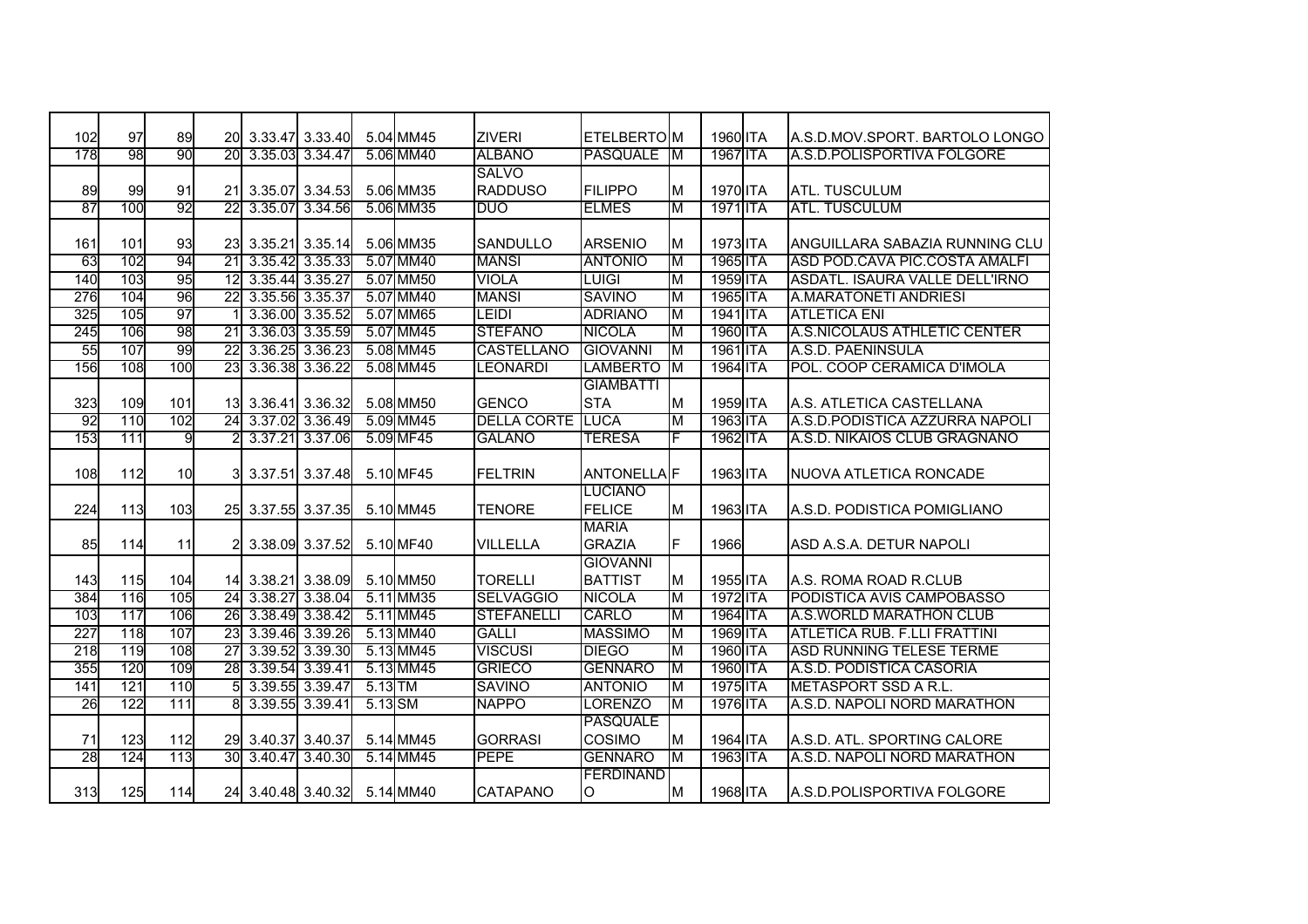| | | | | | | | | | | | | | |
|---|---|---|---|---|---|---|---|---|---|---|---|---|---|
| 102 | 97 | 89 | 20 | 3.33.47 | 3.33.40 | 5.04 | MM45 | ZIVERI | ETELBERTO | M | 1960 | ITA | A.S.D.MOV.SPORT. BARTOLO LONGO |
| 178 | 98 | 90 | 20 | 3.35.03 | 3.34.47 | 5.06 | MM40 | ALBANO | PASQUALE | M | 1967 | ITA | A.S.D.POLISPORTIVA FOLGORE |
| 89 | 99 | 91 | 21 | 3.35.07 | 3.34.53 | 5.06 | MM35 | SALVO RADDUSO | FILIPPO | M | 1970 | ITA | ATL. TUSCULUM |
| 87 | 100 | 92 | 22 | 3.35.07 | 3.34.56 | 5.06 | MM35 | DUO | ELMES | M | 1971 | ITA | ATL. TUSCULUM |
| 161 | 101 | 93 | 23 | 3.35.21 | 3.35.14 | 5.06 | MM35 | SANDULLO | ARSENIO | M | 1973 | ITA | ANGUILLARA SABAZIA RUNNING CLU |
| 63 | 102 | 94 | 21 | 3.35.42 | 3.35.33 | 5.07 | MM40 | MANSI | ANTONIO | M | 1965 | ITA | ASD POD.CAVA PIC.COSTA AMALFI |
| 140 | 103 | 95 | 12 | 3.35.44 | 3.35.27 | 5.07 | MM50 | VIOLA | LUIGI | M | 1959 | ITA | ASDATL. ISAURA VALLE DELL'IRNO |
| 276 | 104 | 96 | 22 | 3.35.56 | 3.35.37 | 5.07 | MM40 | MANSI | SAVINO | M | 1965 | ITA | A.MARATONETI ANDRIESI |
| 325 | 105 | 97 | 1 | 3.36.00 | 3.35.52 | 5.07 | MM65 | LEIDI | ADRIANO | M | 1941 | ITA | ATLETICA ENI |
| 245 | 106 | 98 | 21 | 3.36.03 | 3.35.59 | 5.07 | MM45 | STEFANO | NICOLA | M | 1960 | ITA | A.S.NICOLAUS ATHLETIC CENTER |
| 55 | 107 | 99 | 22 | 3.36.25 | 3.36.23 | 5.08 | MM45 | CASTELLANO | GIOVANNI | M | 1961 | ITA | A.S.D. PAENINSULA |
| 156 | 108 | 100 | 23 | 3.36.38 | 3.36.22 | 5.08 | MM45 | LEONARDI | LAMBERTO | M | 1964 | ITA | POL. COOP CERAMICA D'IMOLA |
| 323 | 109 | 101 | 13 | 3.36.41 | 3.36.32 | 5.08 | MM50 | GENCO | GIAMBATTISTA | M | 1959 | ITA | A.S. ATLETICA CASTELLANA |
| 92 | 110 | 102 | 24 | 3.37.02 | 3.36.49 | 5.09 | MM45 | DELLA CORTE | LUCA | M | 1963 | ITA | A.S.D.PODISTICA AZZURRA NAPOLI |
| 153 | 111 | 9 | 2 | 3.37.21 | 3.37.06 | 5.09 | MF45 | GALANO | TERESA | F | 1962 | ITA | A.S.D. NIKAIOS CLUB GRAGNANO |
| 108 | 112 | 10 | 3 | 3.37.51 | 3.37.48 | 5.10 | MF45 | FELTRIN | ANTONELLA | F | 1963 | ITA | NUOVA ATLETICA RONCADE |
| 224 | 113 | 103 | 25 | 3.37.55 | 3.37.35 | 5.10 | MM45 | TENORE | LUCIANO FELICE | M | 1963 | ITA | A.S.D. PODISTICA POMIGLIANO |
| 85 | 114 | 11 | 2 | 3.38.09 | 3.37.52 | 5.10 | MF40 | VILLELLA | MARIA GRAZIA | F | 1966 | | ASD A.S.A. DETUR NAPOLI |
| 143 | 115 | 104 | 14 | 3.38.21 | 3.38.09 | 5.10 | MM50 | TORELLI | GIOVANNI BATTIST | M | 1955 | ITA | A.S. ROMA ROAD R.CLUB |
| 384 | 116 | 105 | 24 | 3.38.27 | 3.38.04 | 5.11 | MM35 | SELVAGGIO | NICOLA | M | 1972 | ITA | PODISTICA AVIS CAMPOBASSO |
| 103 | 117 | 106 | 26 | 3.38.49 | 3.38.42 | 5.11 | MM45 | STEFANELLI | CARLO | M | 1964 | ITA | A.S.WORLD MARATHON CLUB |
| 227 | 118 | 107 | 23 | 3.39.46 | 3.39.26 | 5.13 | MM40 | GALLI | MASSIMO | M | 1969 | ITA | ATLETICA RUB. F.LLI FRATTINI |
| 218 | 119 | 108 | 27 | 3.39.52 | 3.39.30 | 5.13 | MM45 | VISCUSI | DIEGO | M | 1960 | ITA | ASD RUNNING TELESE TERME |
| 355 | 120 | 109 | 28 | 3.39.54 | 3.39.41 | 5.13 | MM45 | GRIECO | GENNARO | M | 1960 | ITA | A.S.D. PODISTICA CASORIA |
| 141 | 121 | 110 | 5 | 3.39.55 | 3.39.47 | 5.13 | TM | SAVINO | ANTONIO | M | 1975 | ITA | METASPORT SSD A R.L. |
| 26 | 122 | 111 | 8 | 3.39.55 | 3.39.41 | 5.13 | SM | NAPPO | LORENZO | M | 1976 | ITA | A.S.D. NAPOLI NORD MARATHON |
| 71 | 123 | 112 | 29 | 3.40.37 | 3.40.37 | 5.14 | MM45 | GORRASI | PASQUALE COSIMO | M | 1964 | ITA | A.S.D. ATL. SPORTING CALORE |
| 28 | 124 | 113 | 30 | 3.40.47 | 3.40.30 | 5.14 | MM45 | PEPE | GENNARO | M | 1963 | ITA | A.S.D. NAPOLI NORD MARATHON |
| 313 | 125 | 114 | 24 | 3.40.48 | 3.40.32 | 5.14 | MM40 | CATAPANO | FERDINANDO | M | 1968 | ITA | A.S.D.POLISPORTIVA FOLGORE |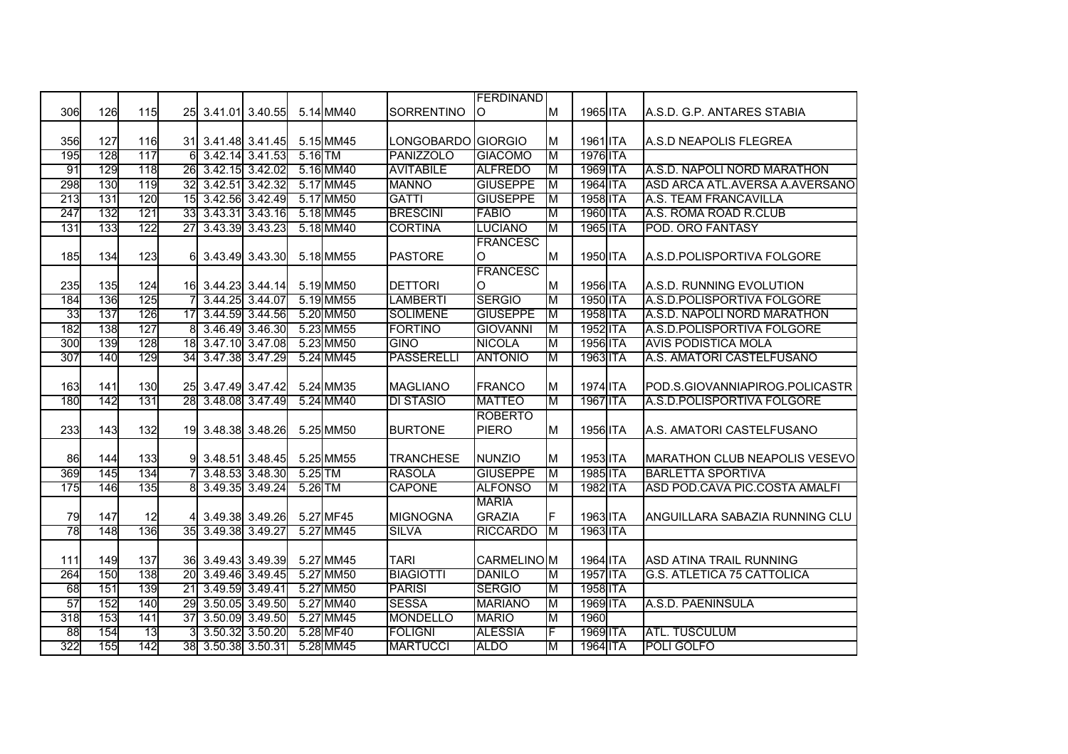| | | | | | | | | | | | | | |
|---|---|---|---|---|---|---|---|---|---|---|---|---|---|
| 306 | 126 | 115 | 25 | 3.41.01 | 3.40.55 | 5.14 | MM40 | SORRENTINO | FERDINANDO | M | 1965 | ITA | A.S.D. G.P. ANTARES STABIA |
| 356 | 127 | 116 | 31 | 3.41.48 | 3.41.45 | 5.15 | MM45 | LONGOBARDO | GIORGIO | M | 1961 | ITA | A.S.D NEAPOLIS FLEGREA |
| 195 | 128 | 117 | 6 | 3.42.14 | 3.41.53 | 5.16 | TM | PANIZZOLO | GIACOMO | M | 1976 | ITA | |
| 91 | 129 | 118 | 26 | 3.42.15 | 3.42.02 | 5.16 | MM40 | AVITABILE | ALFREDO | M | 1969 | ITA | A.S.D. NAPOLI NORD MARATHON |
| 298 | 130 | 119 | 32 | 3.42.51 | 3.42.32 | 5.17 | MM45 | MANNO | GIUSEPPE | M | 1964 | ITA | ASD ARCA ATL.AVERSA A.AVERSANO |
| 213 | 131 | 120 | 15 | 3.42.56 | 3.42.49 | 5.17 | MM50 | GATTI | GIUSEPPE | M | 1958 | ITA | A.S. TEAM FRANCAVILLA |
| 247 | 132 | 121 | 33 | 3.43.31 | 3.43.16 | 5.18 | MM45 | BRESCINI | FABIO | M | 1960 | ITA | A.S. ROMA ROAD R.CLUB |
| 131 | 133 | 122 | 27 | 3.43.39 | 3.43.23 | 5.18 | MM40 | CORTINA | LUCIANO | M | 1965 | ITA | POD. ORO FANTASY |
| 185 | 134 | 123 | 6 | 3.43.49 | 3.43.30 | 5.18 | MM55 | PASTORE | FRANCESCO | M | 1950 | ITA | A.S.D.POLISPORTIVA FOLGORE |
| 235 | 135 | 124 | 16 | 3.44.23 | 3.44.14 | 5.19 | MM50 | DETTORI | FRANCESCO | M | 1956 | ITA | A.S.D. RUNNING EVOLUTION |
| 184 | 136 | 125 | 7 | 3.44.25 | 3.44.07 | 5.19 | MM55 | LAMBERTI | SERGIO | M | 1950 | ITA | A.S.D.POLISPORTIVA FOLGORE |
| 33 | 137 | 126 | 17 | 3.44.59 | 3.44.56 | 5.20 | MM50 | SOLIMENE | GIUSEPPE | M | 1958 | ITA | A.S.D. NAPOLI NORD MARATHON |
| 182 | 138 | 127 | 8 | 3.46.49 | 3.46.30 | 5.23 | MM55 | FORTINO | GIOVANNI | M | 1952 | ITA | A.S.D.POLISPORTIVA FOLGORE |
| 300 | 139 | 128 | 18 | 3.47.10 | 3.47.08 | 5.23 | MM50 | GINO | NICOLA | M | 1956 | ITA | AVIS PODISTICA MOLA |
| 307 | 140 | 129 | 34 | 3.47.38 | 3.47.29 | 5.24 | MM45 | PASSERELLI | ANTONIO | M | 1963 | ITA | A.S. AMATORI CASTELFUSANO |
| 163 | 141 | 130 | 25 | 3.47.49 | 3.47.42 | 5.24 | MM35 | MAGLIANO | FRANCO | M | 1974 | ITA | POD.S.GIOVANNIAPIROG.POLICASTR |
| 180 | 142 | 131 | 28 | 3.48.08 | 3.47.49 | 5.24 | MM40 | DI STASIO | MATTEO | M | 1967 | ITA | A.S.D.POLISPORTIVA FOLGORE |
| 233 | 143 | 132 | 19 | 3.48.38 | 3.48.26 | 5.25 | MM50 | BURTONE | ROBERTO PIERO | M | 1956 | ITA | A.S. AMATORI CASTELFUSANO |
| 86 | 144 | 133 | 9 | 3.48.51 | 3.48.45 | 5.25 | MM55 | TRANCHESE | NUNZIO | M | 1953 | ITA | MARATHON CLUB NEAPOLIS VESEVO |
| 369 | 145 | 134 | 7 | 3.48.53 | 3.48.30 | 5.25 | TM | RASOLA | GIUSEPPE | M | 1985 | ITA | BARLETTA SPORTIVA |
| 175 | 146 | 135 | 8 | 3.49.35 | 3.49.24 | 5.26 | TM | CAPONE | ALFONSO | M | 1982 | ITA | ASD POD.CAVA PIC.COSTA AMALFI |
| 79 | 147 | 12 | 4 | 3.49.38 | 3.49.26 | 5.27 | MF45 | MIGNOGNA | MARIA GRAZIA | F | 1963 | ITA | ANGUILLARA SABAZIA RUNNING CLU |
| 78 | 148 | 136 | 35 | 3.49.38 | 3.49.27 | 5.27 | MM45 | SILVA | RICCARDO | M | 1963 | ITA | |
| 111 | 149 | 137 | 36 | 3.49.43 | 3.49.39 | 5.27 | MM45 | TARI | CARMELINO | M | 1964 | ITA | ASD ATINA TRAIL RUNNING |
| 264 | 150 | 138 | 20 | 3.49.46 | 3.49.45 | 5.27 | MM50 | BIAGIOTTI | DANILO | M | 1957 | ITA | G.S. ATLETICA 75 CATTOLICA |
| 68 | 151 | 139 | 21 | 3.49.59 | 3.49.41 | 5.27 | MM50 | PARISI | SERGIO | M | 1958 | ITA | |
| 57 | 152 | 140 | 29 | 3.50.05 | 3.49.50 | 5.27 | MM40 | SESSA | MARIANO | M | 1969 | ITA | A.S.D. PAENINSULA |
| 318 | 153 | 141 | 37 | 3.50.09 | 3.49.50 | 5.27 | MM45 | MONDELLO | MARIO | M | 1960 | | |
| 88 | 154 | 13 | 3 | 3.50.32 | 3.50.20 | 5.28 | MF40 | FOLIGNI | ALESSIA | F | 1969 | ITA | ATL. TUSCULUM |
| 322 | 155 | 142 | 38 | 3.50.38 | 3.50.31 | 5.28 | MM45 | MARTUCCI | ALDO | M | 1964 | ITA | POLI GOLFO |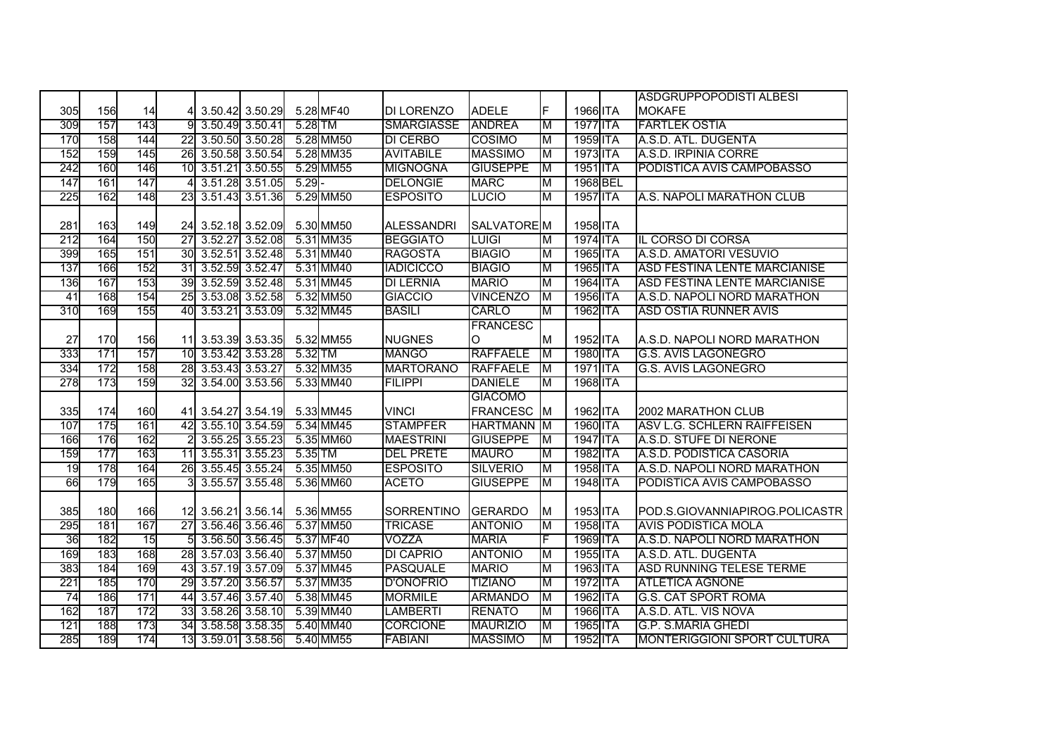| | | | | | | | | | | | | | |
|---|---|---|---|---|---|---|---|---|---|---|---|---|---|
| 305 | 156 | 14 | 4 | 3.50.42 | 3.50.29 | 5.28 | MF40 | DI LORENZO | ADELE | F | 1966 | ITA | ASDGRUPPOPODISTI ALBESI MOKAFE |
| 309 | 157 | 143 | 9 | 3.50.49 | 3.50.41 | 5.28 | TM | SMARGIASSE | ANDREA | M | 1977 | ITA | FARTLEK OSTIA |
| 170 | 158 | 144 | 22 | 3.50.50 | 3.50.28 | 5.28 | MM50 | DI CERBO | COSIMO | M | 1959 | ITA | A.S.D. ATL. DUGENTA |
| 152 | 159 | 145 | 26 | 3.50.58 | 3.50.54 | 5.28 | MM35 | AVITABILE | MASSIMO | M | 1973 | ITA | A.S.D. IRPINIA CORRE |
| 242 | 160 | 146 | 10 | 3.51.21 | 3.50.55 | 5.29 | MM55 | MIGNOGNA | GIUSEPPE | M | 1951 | ITA | PODISTICA AVIS CAMPOBASSO |
| 147 | 161 | 147 | 4 | 3.51.28 | 3.51.05 | 5.29 | - | DELONGIE | MARC | M | 1968 | BEL | |
| 225 | 162 | 148 | 23 | 3.51.43 | 3.51.36 | 5.29 | MM50 | ESPOSITO | LUCIO | M | 1957 | ITA | A.S. NAPOLI MARATHON CLUB |
| 281 | 163 | 149 | 24 | 3.52.18 | 3.52.09 | 5.30 | MM50 | ALESSANDRI | SALVATORE | M | 1958 | ITA | |
| 212 | 164 | 150 | 27 | 3.52.27 | 3.52.08 | 5.31 | MM35 | BEGGIATO | LUIGI | M | 1974 | ITA | IL CORSO DI CORSA |
| 399 | 165 | 151 | 30 | 3.52.51 | 3.52.48 | 5.31 | MM40 | RAGOSTA | BIAGIO | M | 1965 | ITA | A.S.D. AMATORI VESUVIO |
| 137 | 166 | 152 | 31 | 3.52.59 | 3.52.47 | 5.31 | MM40 | IADICICCO | BIAGIO | M | 1965 | ITA | ASD FESTINA LENTE MARCIANISE |
| 136 | 167 | 153 | 39 | 3.52.59 | 3.52.48 | 5.31 | MM45 | DI LERNIA | MARIO | M | 1964 | ITA | ASD FESTINA LENTE MARCIANISE |
| 41 | 168 | 154 | 25 | 3.53.08 | 3.52.58 | 5.32 | MM50 | GIACCIO | VINCENZO | M | 1956 | ITA | A.S.D. NAPOLI NORD MARATHON |
| 310 | 169 | 155 | 40 | 3.53.21 | 3.53.09 | 5.32 | MM45 | BASILI | CARLO | M | 1962 | ITA | ASD OSTIA RUNNER AVIS |
| 27 | 170 | 156 | 11 | 3.53.39 | 3.53.35 | 5.32 | MM55 | NUGNES | FRANCESCO | M | 1952 | ITA | A.S.D. NAPOLI NORD MARATHON |
| 333 | 171 | 157 | 10 | 3.53.42 | 3.53.28 | 5.32 | TM | MANGO | RAFFAELE | M | 1980 | ITA | G.S. AVIS LAGONEGRO |
| 334 | 172 | 158 | 28 | 3.53.43 | 3.53.27 | 5.32 | MM35 | MARTORANO | RAFFAELE | M | 1971 | ITA | G.S. AVIS LAGONEGRO |
| 278 | 173 | 159 | 32 | 3.54.00 | 3.53.56 | 5.33 | MM40 | FILIPPI | DANIELE | M | 1968 | ITA | |
| 335 | 174 | 160 | 41 | 3.54.27 | 3.54.19 | 5.33 | MM45 | VINCI | GIACOMO FRANCESC | M | 1962 | ITA | 2002 MARATHON CLUB |
| 107 | 175 | 161 | 42 | 3.55.10 | 3.54.59 | 5.34 | MM45 | STAMPFER | HARTMANN | M | 1960 | ITA | ASV L.G. SCHLERN RAIFFEISEN |
| 166 | 176 | 162 | 2 | 3.55.25 | 3.55.23 | 5.35 | MM60 | MAESTRINI | GIUSEPPE | M | 1947 | ITA | A.S.D. STUFE DI NERONE |
| 159 | 177 | 163 | 11 | 3.55.31 | 3.55.23 | 5.35 | TM | DEL PRETE | MAURO | M | 1982 | ITA | A.S.D. PODISTICA CASORIA |
| 19 | 178 | 164 | 26 | 3.55.45 | 3.55.24 | 5.35 | MM50 | ESPOSITO | SILVERIO | M | 1958 | ITA | A.S.D. NAPOLI NORD MARATHON |
| 66 | 179 | 165 | 3 | 3.55.57 | 3.55.48 | 5.36 | MM60 | ACETO | GIUSEPPE | M | 1948 | ITA | PODISTICA AVIS CAMPOBASSO |
| 385 | 180 | 166 | 12 | 3.56.21 | 3.56.14 | 5.36 | MM55 | SORRENTINO | GERARDO | M | 1953 | ITA | POD.S.GIOVANNIAPIROG.POLICASTR |
| 295 | 181 | 167 | 27 | 3.56.46 | 3.56.46 | 5.37 | MM50 | TRICASE | ANTONIO | M | 1958 | ITA | AVIS PODISTICA MOLA |
| 36 | 182 | 15 | 5 | 3.56.50 | 3.56.45 | 5.37 | MF40 | VOZZA | MARIA | F | 1969 | ITA | A.S.D. NAPOLI NORD MARATHON |
| 169 | 183 | 168 | 28 | 3.57.03 | 3.56.40 | 5.37 | MM50 | DI CAPRIO | ANTONIO | M | 1955 | ITA | A.S.D. ATL. DUGENTA |
| 383 | 184 | 169 | 43 | 3.57.19 | 3.57.09 | 5.37 | MM45 | PASQUALE | MARIO | M | 1963 | ITA | ASD RUNNING TELESE TERME |
| 221 | 185 | 170 | 29 | 3.57.20 | 3.56.57 | 5.37 | MM35 | D'ONOFRIO | TIZIANO | M | 1972 | ITA | ATLETICA AGNONE |
| 74 | 186 | 171 | 44 | 3.57.46 | 3.57.40 | 5.38 | MM45 | MORMILE | ARMANDO | M | 1962 | ITA | G.S. CAT SPORT ROMA |
| 162 | 187 | 172 | 33 | 3.58.26 | 3.58.10 | 5.39 | MM40 | LAMBERTI | RENATO | M | 1966 | ITA | A.S.D. ATL. VIS NOVA |
| 121 | 188 | 173 | 34 | 3.58.58 | 3.58.35 | 5.40 | MM40 | CORCIONE | MAURIZIO | M | 1965 | ITA | G.P. S.MARIA GHEDI |
| 285 | 189 | 174 | 13 | 3.59.01 | 3.58.56 | 5.40 | MM55 | FABIANI | MASSIMO | M | 1952 | ITA | MONTERIGGIONI SPORT CULTURA |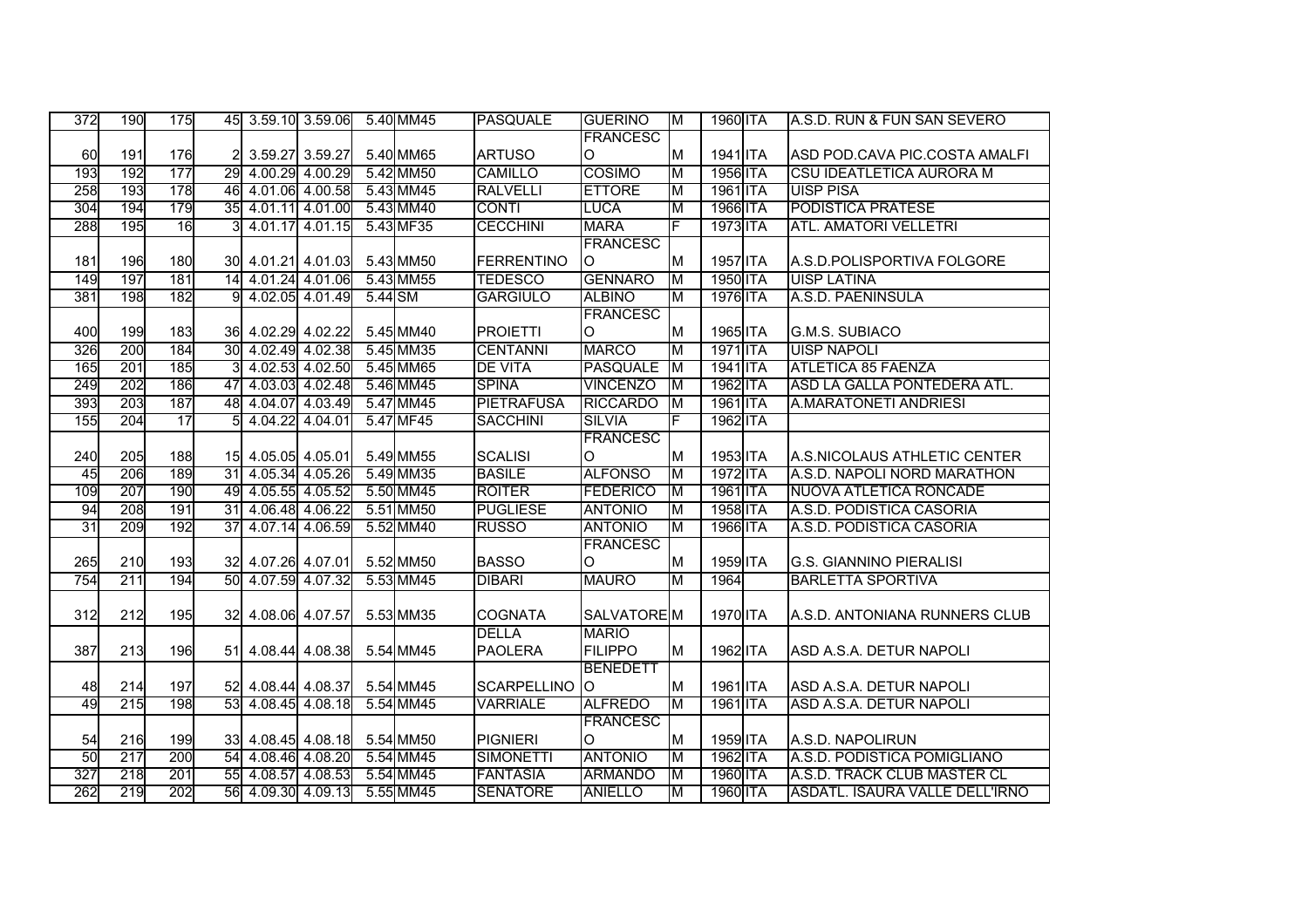| | | | | | | | | | | | | | |
|---|---|---|---|---|---|---|---|---|---|---|---|---|---|
| 372 | 190 | 175 | 45 | 3.59.10 | 3.59.06 | 5.40 | MM45 | PASQUALE | GUERINO | M | 1960 | ITA | A.S.D. RUN & FUN SAN SEVERO |
| 60 | 191 | 176 | 2 | 3.59.27 | 3.59.27 | 5.40 | MM65 | ARTUSO | FRANCESCO | M | 1941 | ITA | ASD POD.CAVA PIC.COSTA AMALFI |
| 193 | 192 | 177 | 29 | 4.00.29 | 4.00.29 | 5.42 | MM50 | CAMILLO | COSIMO | M | 1956 | ITA | CSU IDEATLETICA AURORA M |
| 258 | 193 | 178 | 46 | 4.01.06 | 4.00.58 | 5.43 | MM45 | RALVELLI | ETTORE | M | 1961 | ITA | UISP PISA |
| 304 | 194 | 179 | 35 | 4.01.11 | 4.01.00 | 5.43 | MM40 | CONTI | LUCA | M | 1966 | ITA | PODISTICA PRATESE |
| 288 | 195 | 16 | 3 | 4.01.17 | 4.01.15 | 5.43 | MF35 | CECCHINI | MARA | F | 1973 | ITA | ATL. AMATORI VELLETRI |
| 181 | 196 | 180 | 30 | 4.01.21 | 4.01.03 | 5.43 | MM50 | FERRENTINO | FRANCESCO | M | 1957 | ITA | A.S.D.POLISPORTIVA FOLGORE |
| 149 | 197 | 181 | 14 | 4.01.24 | 4.01.06 | 5.43 | MM55 | TEDESCO | GENNARO | M | 1950 | ITA | UISP LATINA |
| 381 | 198 | 182 | 9 | 4.02.05 | 4.01.49 | 5.44 | SM | GARGIULO | ALBINO | M | 1976 | ITA | A.S.D. PAENINSULA |
| 400 | 199 | 183 | 36 | 4.02.29 | 4.02.22 | 5.45 | MM40 | PROIETTI | FRANCESCO | M | 1965 | ITA | G.M.S. SUBIACO |
| 326 | 200 | 184 | 30 | 4.02.49 | 4.02.38 | 5.45 | MM35 | CENTANNI | MARCO | M | 1971 | ITA | UISP NAPOLI |
| 165 | 201 | 185 | 3 | 4.02.53 | 4.02.50 | 5.45 | MM65 | DE VITA | PASQUALE | M | 1941 | ITA | ATLETICA 85 FAENZA |
| 249 | 202 | 186 | 47 | 4.03.03 | 4.02.48 | 5.46 | MM45 | SPINA | VINCENZO | M | 1962 | ITA | ASD LA GALLA PONTEDERA ATL. |
| 393 | 203 | 187 | 48 | 4.04.07 | 4.03.49 | 5.47 | MM45 | PIETRAFUSA | RICCARDO | M | 1961 | ITA | A.MARATONETI ANDRIESI |
| 155 | 204 | 17 | 5 | 4.04.22 | 4.04.01 | 5.47 | MF45 | SACCHINI | SILVIA | F | 1962 | ITA | |
| 240 | 205 | 188 | 15 | 4.05.05 | 4.05.01 | 5.49 | MM55 | SCALISI | FRANCESCO | M | 1953 | ITA | A.S.NICOLAUS ATHLETIC CENTER |
| 45 | 206 | 189 | 31 | 4.05.34 | 4.05.26 | 5.49 | MM35 | BASILE | ALFONSO | M | 1972 | ITA | A.S.D. NAPOLI NORD MARATHON |
| 109 | 207 | 190 | 49 | 4.05.55 | 4.05.52 | 5.50 | MM45 | ROITER | FEDERICO | M | 1961 | ITA | NUOVA ATLETICA RONCADE |
| 94 | 208 | 191 | 31 | 4.06.48 | 4.06.22 | 5.51 | MM50 | PUGLIESE | ANTONIO | M | 1958 | ITA | A.S.D. PODISTICA CASORIA |
| 31 | 209 | 192 | 37 | 4.07.14 | 4.06.59 | 5.52 | MM40 | RUSSO | ANTONIO | M | 1966 | ITA | A.S.D. PODISTICA CASORIA |
| 265 | 210 | 193 | 32 | 4.07.26 | 4.07.01 | 5.52 | MM50 | BASSO | FRANCESCO | M | 1959 | ITA | G.S. GIANNINO PIERALISI |
| 754 | 211 | 194 | 50 | 4.07.59 | 4.07.32 | 5.53 | MM45 | DIBARI | MAURO | M | 1964 | | BARLETTA SPORTIVA |
| 312 | 212 | 195 | 32 | 4.08.06 | 4.07.57 | 5.53 | MM35 | COGNATA | SALVATORE | M | 1970 | ITA | A.S.D. ANTONIANA RUNNERS CLUB |
| 387 | 213 | 196 | 51 | 4.08.44 | 4.08.38 | 5.54 | MM45 | DELLA PAOLERA | MARIO FILIPPO | M | 1962 | ITA | ASD A.S.A. DETUR NAPOLI |
| 48 | 214 | 197 | 52 | 4.08.44 | 4.08.37 | 5.54 | MM45 | SCARPELLINO | BENEDETTO | M | 1961 | ITA | ASD A.S.A. DETUR NAPOLI |
| 49 | 215 | 198 | 53 | 4.08.45 | 4.08.18 | 5.54 | MM45 | VARRIALE | ALFREDO | M | 1961 | ITA | ASD A.S.A. DETUR NAPOLI |
| 54 | 216 | 199 | 33 | 4.08.45 | 4.08.18 | 5.54 | MM50 | PIGNIERI | FRANCESCO | M | 1959 | ITA | A.S.D. NAPOLIRUN |
| 50 | 217 | 200 | 54 | 4.08.46 | 4.08.20 | 5.54 | MM45 | SIMONETTI | ANTONIO | M | 1962 | ITA | A.S.D. PODISTICA POMIGLIANO |
| 327 | 218 | 201 | 55 | 4.08.57 | 4.08.53 | 5.54 | MM45 | FANTASIA | ARMANDO | M | 1960 | ITA | A.S.D. TRACK CLUB MASTER CL |
| 262 | 219 | 202 | 56 | 4.09.30 | 4.09.13 | 5.55 | MM45 | SENATORE | ANIELLO | M | 1960 | ITA | ASDATL. ISAURA VALLE DELL'IRNO |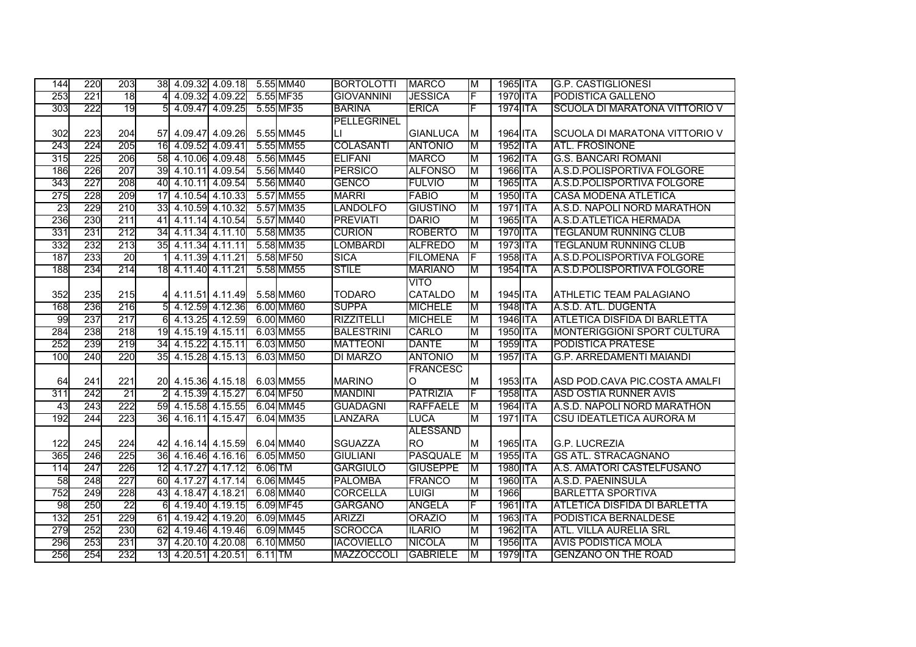| | | | | | | | | | | | | | | |
|---|---|---|---|---|---|---|---|---|---|---|---|---|---|---|
| 144 | 220 | 203 | 38 | 4.09.32 | 4.09.18 | 5.55 | MM40 | BORTOLOTTI | MARCO | M | 1965 | ITA | G.P. CASTIGLIONESI |
| 253 | 221 | 18 | 4 | 4.09.32 | 4.09.22 | 5.55 | MF35 | GIOVANNINI | JESSICA | F | 1970 | ITA | PODISTICA GALLENO |
| 303 | 222 | 19 | 5 | 4.09.47 | 4.09.25 | 5.55 | MF35 | BARINA | ERICA | F | 1974 | ITA | SCUOLA DI MARATONA VITTORIO V |
| 302 | 223 | 204 | 57 | 4.09.47 | 4.09.26 | 5.55 | MM45 | PELLEGRINELLI | GIANLUCA | M | 1964 | ITA | SCUOLA DI MARATONA VITTORIO V |
| 243 | 224 | 205 | 16 | 4.09.52 | 4.09.41 | 5.55 | MM55 | COLASANTI | ANTONIO | M | 1952 | ITA | ATL. FROSINONE |
| 315 | 225 | 206 | 58 | 4.10.06 | 4.09.48 | 5.56 | MM45 | ELIFANI | MARCO | M | 1962 | ITA | G.S. BANCARI ROMANI |
| 186 | 226 | 207 | 39 | 4.10.11 | 4.09.54 | 5.56 | MM40 | PERSICO | ALFONSO | M | 1966 | ITA | A.S.D.POLISPORTIVA FOLGORE |
| 343 | 227 | 208 | 40 | 4.10.11 | 4.09.54 | 5.56 | MM40 | GENCO | FULVIO | M | 1965 | ITA | A.S.D.POLISPORTIVA FOLGORE |
| 275 | 228 | 209 | 17 | 4.10.54 | 4.10.33 | 5.57 | MM55 | MARRI | FABIO | M | 1950 | ITA | CASA MODENA ATLETICA |
| 23 | 229 | 210 | 33 | 4.10.59 | 4.10.32 | 5.57 | MM35 | LANDOLFO | GIUSTINO | M | 1971 | ITA | A.S.D. NAPOLI NORD MARATHON |
| 236 | 230 | 211 | 41 | 4.11.14 | 4.10.54 | 5.57 | MM40 | PREVIATI | DARIO | M | 1965 | ITA | A.S.D.ATLETICA HERMADA |
| 331 | 231 | 212 | 34 | 4.11.34 | 4.11.10 | 5.58 | MM35 | CURION | ROBERTO | M | 1970 | ITA | TEGLANUM RUNNING CLUB |
| 332 | 232 | 213 | 35 | 4.11.34 | 4.11.11 | 5.58 | MM35 | LOMBARDI | ALFREDO | M | 1973 | ITA | TEGLANUM RUNNING CLUB |
| 187 | 233 | 20 | 1 | 4.11.39 | 4.11.21 | 5.58 | MF50 | SICA | FILOMENA | F | 1958 | ITA | A.S.D.POLISPORTIVA FOLGORE |
| 188 | 234 | 214 | 18 | 4.11.40 | 4.11.21 | 5.58 | MM55 | STILE | MARIANO | M | 1954 | ITA | A.S.D.POLISPORTIVA FOLGORE |
| 352 | 235 | 215 | 4 | 4.11.51 | 4.11.49 | 5.58 | MM60 | TODARO | VITO CATALDO | M | 1945 | ITA | ATHLETIC TEAM PALAGIANO |
| 168 | 236 | 216 | 5 | 4.12.59 | 4.12.36 | 6.00 | MM60 | SUPPA | MICHELE | M | 1948 | ITA | A.S.D. ATL. DUGENTA |
| 99 | 237 | 217 | 6 | 4.13.25 | 4.12.59 | 6.00 | MM60 | RIZZITELLI | MICHELE | M | 1946 | ITA | ATLETICA DISFIDA DI BARLETTA |
| 284 | 238 | 218 | 19 | 4.15.19 | 4.15.11 | 6.03 | MM55 | BALESTRINI | CARLO | M | 1950 | ITA | MONTERIGGIONI SPORT CULTURA |
| 252 | 239 | 219 | 34 | 4.15.22 | 4.15.11 | 6.03 | MM50 | MATTEONI | DANTE | M | 1959 | ITA | PODISTICA PRATESE |
| 100 | 240 | 220 | 35 | 4.15.28 | 4.15.13 | 6.03 | MM50 | DI MARZO | ANTONIO | M | 1957 | ITA | G.P. ARREDAMENTI MAIANDI |
| 64 | 241 | 221 | 20 | 4.15.36 | 4.15.18 | 6.03 | MM55 | MARINO | FRANCESCO | M | 1953 | ITA | ASD POD.CAVA PIC.COSTA AMALFI |
| 311 | 242 | 21 | 2 | 4.15.39 | 4.15.27 | 6.04 | MF50 | MANDINI | PATRIZIA | F | 1958 | ITA | ASD OSTIA RUNNER AVIS |
| 43 | 243 | 222 | 59 | 4.15.58 | 4.15.55 | 6.04 | MM45 | GUADAGNI | RAFFAELE | M | 1964 | ITA | A.S.D. NAPOLI NORD MARATHON |
| 192 | 244 | 223 | 36 | 4.16.11 | 4.15.47 | 6.04 | MM35 | LANZARA | LUCA | M | 1971 | ITA | CSU IDEATLETICA AURORA M |
| 122 | 245 | 224 | 42 | 4.16.14 | 4.15.59 | 6.04 | MM40 | SGUAZZA | ALESSANDRO | M | 1965 | ITA | G.P. LUCREZIA |
| 365 | 246 | 225 | 36 | 4.16.46 | 4.16.16 | 6.05 | MM50 | GIULIANI | PASQUALE | M | 1955 | ITA | GS ATL. STRACAGNANO |
| 114 | 247 | 226 | 12 | 4.17.27 | 4.17.12 | 6.06 | TM | GARGIULO | GIUSEPPE | M | 1980 | ITA | A.S. AMATORI CASTELFUSANO |
| 58 | 248 | 227 | 60 | 4.17.27 | 4.17.14 | 6.06 | MM45 | PALOMBA | FRANCO | M | 1960 | ITA | A.S.D. PAENINSULA |
| 752 | 249 | 228 | 43 | 4.18.47 | 4.18.21 | 6.08 | MM40 | CORCELLA | LUIGI | M | 1966 | | BARLETTA SPORTIVA |
| 98 | 250 | 22 | 6 | 4.19.40 | 4.19.15 | 6.09 | MF45 | GARGANO | ANGELA | F | 1961 | ITA | ATLETICA DISFIDA DI BARLETTA |
| 132 | 251 | 229 | 61 | 4.19.42 | 4.19.20 | 6.09 | MM45 | ARIZZI | ORAZIO | M | 1963 | ITA | PODISTICA BERNALDESE |
| 279 | 252 | 230 | 62 | 4.19.46 | 4.19.46 | 6.09 | MM45 | SCROCCA | ILARIO | M | 1962 | ITA | ATL. VILLA AURELIA SRL |
| 296 | 253 | 231 | 37 | 4.20.10 | 4.20.08 | 6.10 | MM50 | IACOVIELLO | NICOLA | M | 1956 | ITA | AVIS PODISTICA MOLA |
| 256 | 254 | 232 | 13 | 4.20.51 | 4.20.51 | 6.11 | TM | MAZZOCCOLI | GABRIELE | M | 1979 | ITA | GENZANO ON THE ROAD |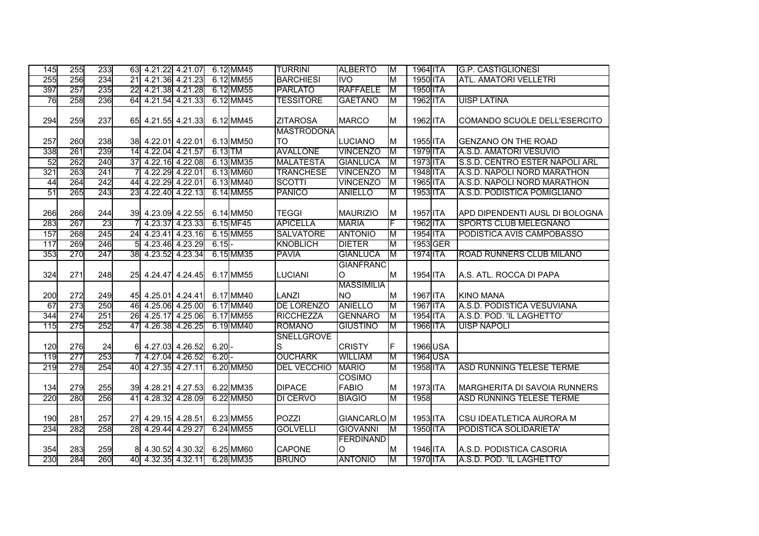| | | | | | | | | | | | | | | |
|---|---|---|---|---|---|---|---|---|---|---|---|---|---|---|
| 145 | 255 | 233 | 63 | 4.21.22 | 4.21.07 | 6.12 | MM45 | TURRINI | ALBERTO | M | 1964 | ITA | G.P. CASTIGLIONESI |
| 255 | 256 | 234 | 21 | 4.21.36 | 4.21.23 | 6.12 | MM55 | BARCHIESI | IVO | M | 1950 | ITA | ATL. AMATORI VELLETRI |
| 397 | 257 | 235 | 22 | 4.21.38 | 4.21.28 | 6.12 | MM55 | PARLATO | RAFFAELE | M | 1950 | ITA | |
| 76 | 258 | 236 | 64 | 4.21.54 | 4.21.33 | 6.12 | MM45 | TESSITORE | GAETANO | M | 1962 | ITA | UISP LATINA |
| 294 | 259 | 237 | 65 | 4.21.55 | 4.21.33 | 6.12 | MM45 | ZITAROSA | MARCO | M | 1962 | ITA | COMANDO SCUOLE DELL'ESERCITO |
| 257 | 260 | 238 | 38 | 4.22.01 | 4.22.01 | 6.13 | MM50 | MASTRODONATO | LUCIANO | M | 1955 | ITA | GENZANO ON THE ROAD |
| 338 | 261 | 239 | 14 | 4.22.04 | 4.21.57 | 6.13 | TM | AVALLONE | VINCENZO | M | 1979 | ITA | A.S.D. AMATORI VESUVIO |
| 52 | 262 | 240 | 37 | 4.22.16 | 4.22.08 | 6.13 | MM35 | MALATESTA | GIANLUCA | M | 1973 | ITA | S.S.D. CENTRO ESTER NAPOLI ARL |
| 321 | 263 | 241 | 7 | 4.22.29 | 4.22.01 | 6.13 | MM60 | TRANCHESE | VINCENZO | M | 1948 | ITA | A.S.D. NAPOLI NORD MARATHON |
| 44 | 264 | 242 | 44 | 4.22.29 | 4.22.01 | 6.13 | MM40 | SCOTTI | VINCENZO | M | 1965 | ITA | A.S.D. NAPOLI NORD MARATHON |
| 51 | 265 | 243 | 23 | 4.22.40 | 4.22.13 | 6.14 | MM55 | PANICO | ANIELLO | M | 1953 | ITA | A.S.D. PODISTICA POMIGLIANO |
| 266 | 266 | 244 | 39 | 4.23.09 | 4.22.55 | 6.14 | MM50 | TEGGI | MAURIZIO | M | 1957 | ITA | APD DIPENDENTI AUSL DI BOLOGNA |
| 283 | 267 | 23 | 7 | 4.23.37 | 4.23.33 | 6.15 | MF45 | APICELLA | MARIA | F | 1962 | ITA | SPORTS CLUB MELEGNANO |
| 157 | 268 | 245 | 24 | 4.23.41 | 4.23.16 | 6.15 | MM55 | SALVATORE | ANTONIO | M | 1954 | ITA | PODISTICA AVIS CAMPOBASSO |
| 117 | 269 | 246 | 5 | 4.23.46 | 4.23.29 | 6.15 | - | KNOBLICH | DIETER | M | 1953 | GER | |
| 353 | 270 | 247 | 38 | 4.23.52 | 4.23.34 | 6.15 | MM35 | PAVIA | GIANLUCA | M | 1974 | ITA | ROAD RUNNERS CLUB MILANO |
| 324 | 271 | 248 | 25 | 4.24.47 | 4.24.45 | 6.17 | MM55 | LUCIANI | GIANFRANCO | M | 1954 | ITA | A.S. ATL. ROCCA DI PAPA |
| 200 | 272 | 249 | 45 | 4.25.01 | 4.24.41 | 6.17 | MM40 | LANZI | MASSIMILIANO | M | 1967 | ITA | KINO MANA |
| 67 | 273 | 250 | 46 | 4.25.06 | 4.25.00 | 6.17 | MM40 | DE LORENZO | ANIELLO | M | 1967 | ITA | A.S.D. PODISTICA VESUVIANA |
| 344 | 274 | 251 | 26 | 4.25.17 | 4.25.06 | 6.17 | MM55 | RICCHEZZA | GENNARO | M | 1954 | ITA | A.S.D. POD. 'IL LAGHETTO' |
| 115 | 275 | 252 | 47 | 4.26.38 | 4.26.25 | 6.19 | MM40 | ROMANO | GIUSTINO | M | 1966 | ITA | UISP NAPOLI |
| 120 | 276 | 24 | 6 | 4.27.03 | 4.26.52 | 6.20 | - | SNELLGROVES | CRISTY | F | 1966 | USA | |
| 119 | 277 | 253 | 7 | 4.27.04 | 4.26.52 | 6.20 | - | OUCHARK | WILLIAM | M | 1964 | USA | |
| 219 | 278 | 254 | 40 | 4.27.35 | 4.27.11 | 6.20 | MM50 | DEL VECCHIO | MARIO | M | 1958 | ITA | ASD RUNNING TELESE TERME |
| 134 | 279 | 255 | 39 | 4.28.21 | 4.27.53 | 6.22 | MM35 | DIPACE | COSIMO FABIO | M | 1973 | ITA | MARGHERITA DI SAVOIA RUNNERS |
| 220 | 280 | 256 | 41 | 4.28.32 | 4.28.09 | 6.22 | MM50 | DI CERVO | BIAGIO | M | 1958 | | ASD RUNNING TELESE TERME |
| 190 | 281 | 257 | 27 | 4.29.15 | 4.28.51 | 6.23 | MM55 | POZZI | GIANCARLO | M | 1953 | ITA | CSU IDEATLETICA AURORA M |
| 234 | 282 | 258 | 28 | 4.29.44 | 4.29.27 | 6.24 | MM55 | GOLVELLI | GIOVANNI | M | 1950 | ITA | PODISTICA SOLIDARIETA' |
| 354 | 283 | 259 | 8 | 4.30.52 | 4.30.32 | 6.25 | MM60 | CAPONE | FERDINANDO | M | 1946 | ITA | A.S.D. PODISTICA CASORIA |
| 230 | 284 | 260 | 40 | 4.32.35 | 4.32.11 | 6.28 | MM35 | BRUNO | ANTONIO | M | 1970 | ITA | A.S.D. POD. 'IL LAGHETTO' |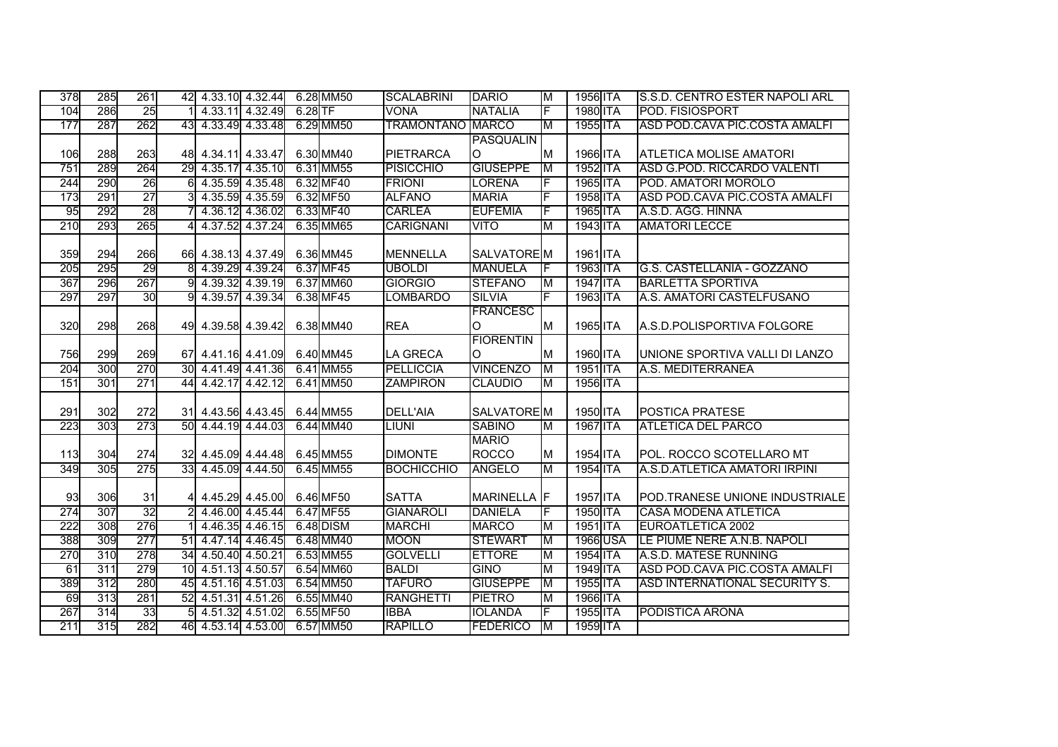| | | | | | | | | | | | | | |
|---|---|---|---|---|---|---|---|---|---|---|---|---|---|
| 378 | 285 | 261 | 42 | 4.33.10 | 4.32.44 | 6.28 | MM50 | SCALABRINI | DARIO | M | 1956 | ITA | S.S.D. CENTRO ESTER NAPOLI ARL |
| 104 | 286 | 25 | 1 | 4.33.11 | 4.32.49 | 6.28 | TF | VONA | NATALIA | F | 1980 | ITA | POD. FISIOSPORT |
| 177 | 287 | 262 | 43 | 4.33.49 | 4.33.48 | 6.29 | MM50 | TRAMONTANO | MARCO | M | 1955 | ITA | ASD POD.CAVA PIC.COSTA AMALFI |
| 106 | 288 | 263 | 48 | 4.34.11 | 4.33.47 | 6.30 | MM40 | PIETRARCA | PASQUALINO | M | 1966 | ITA | ATLETICA MOLISE AMATORI |
| 751 | 289 | 264 | 29 | 4.35.17 | 4.35.10 | 6.31 | MM55 | PISICCHIO | GIUSEPPE | M | 1952 | ITA | ASD G.POD. RICCARDO VALENTI |
| 244 | 290 | 26 | 6 | 4.35.59 | 4.35.48 | 6.32 | MF40 | FRIONI | LORENA | F | 1965 | ITA | POD. AMATORI MOROLO |
| 173 | 291 | 27 | 3 | 4.35.59 | 4.35.59 | 6.32 | MF50 | ALFANO | MARIA | F | 1958 | ITA | ASD POD.CAVA PIC.COSTA AMALFI |
| 95 | 292 | 28 | 7 | 4.36.12 | 4.36.02 | 6.33 | MF40 | CARLEA | EUFEMIA | F | 1965 | ITA | A.S.D. AGG. HINNA |
| 210 | 293 | 265 | 4 | 4.37.52 | 4.37.24 | 6.35 | MM65 | CARIGNANI | VITO | M | 1943 | ITA | AMATORI LECCE |
| 359 | 294 | 266 | 66 | 4.38.13 | 4.37.49 | 6.36 | MM45 | MENNELLA | SALVATORE | M | 1961 | ITA | |
| 205 | 295 | 29 | 8 | 4.39.29 | 4.39.24 | 6.37 | MF45 | UBOLDI | MANUELA | F | 1963 | ITA | G.S. CASTELLANIA - GOZZANO |
| 367 | 296 | 267 | 9 | 4.39.32 | 4.39.19 | 6.37 | MM60 | GIORGIO | STEFANO | M | 1947 | ITA | BARLETTA SPORTIVA |
| 297 | 297 | 30 | 9 | 4.39.57 | 4.39.34 | 6.38 | MF45 | LOMBARDO | SILVIA | F | 1963 | ITA | A.S. AMATORI CASTELFUSANO |
| 320 | 298 | 268 | 49 | 4.39.58 | 4.39.42 | 6.38 | MM40 | REA | FRANCESCO | M | 1965 | ITA | A.S.D.POLISPORTIVA FOLGORE |
| 756 | 299 | 269 | 67 | 4.41.16 | 4.41.09 | 6.40 | MM45 | LA GRECA | FIORENTINO | M | 1960 | ITA | UNIONE SPORTIVA VALLI DI LANZO |
| 204 | 300 | 270 | 30 | 4.41.49 | 4.41.36 | 6.41 | MM55 | PELLICCIA | VINCENZO | M | 1951 | ITA | A.S. MEDITERRANEA |
| 151 | 301 | 271 | 44 | 4.42.17 | 4.42.12 | 6.41 | MM50 | ZAMPIRON | CLAUDIO | M | 1956 | ITA | |
| 291 | 302 | 272 | 31 | 4.43.56 | 4.43.45 | 6.44 | MM55 | DELL'AIA | SALVATORE | M | 1950 | ITA | POSTICA PRATESE |
| 223 | 303 | 273 | 50 | 4.44.19 | 4.44.03 | 6.44 | MM40 | LIUNI | SABINO | M | 1967 | ITA | ATLETICA DEL PARCO |
| 113 | 304 | 274 | 32 | 4.45.09 | 4.44.48 | 6.45 | MM55 | DIMONTE | MARIO ROCCO | M | 1954 | ITA | POL. ROCCO SCOTELLARO MT |
| 349 | 305 | 275 | 33 | 4.45.09 | 4.44.50 | 6.45 | MM55 | BOCHICCHIO | ANGELO | M | 1954 | ITA | A.S.D.ATLETICA AMATORI IRPINI |
| 93 | 306 | 31 | 4 | 4.45.29 | 4.45.00 | 6.46 | MF50 | SATTA | MARINELLA | F | 1957 | ITA | POD.TRANESE UNIONE INDUSTRIALE |
| 274 | 307 | 32 | 2 | 4.46.00 | 4.45.44 | 6.47 | MF55 | GIANAROLI | DANIELA | F | 1950 | ITA | CASA MODENA ATLETICA |
| 222 | 308 | 276 | 1 | 4.46.35 | 4.46.15 | 6.48 | DISM | MARCHI | MARCO | M | 1951 | ITA | EUROATLETICA 2002 |
| 388 | 309 | 277 | 51 | 4.47.14 | 4.46.45 | 6.48 | MM40 | MOON | STEWART | M | 1966 | USA | LE PIUME NERE A.N.B. NAPOLI |
| 270 | 310 | 278 | 34 | 4.50.40 | 4.50.21 | 6.53 | MM55 | GOLVELLI | ETTORE | M | 1954 | ITA | A.S.D. MATESE RUNNING |
| 61 | 311 | 279 | 10 | 4.51.13 | 4.50.57 | 6.54 | MM60 | BALDI | GINO | M | 1949 | ITA | ASD POD.CAVA PIC.COSTA AMALFI |
| 389 | 312 | 280 | 45 | 4.51.16 | 4.51.03 | 6.54 | MM50 | TAFURO | GIUSEPPE | M | 1955 | ITA | ASD INTERNATIONAL SECURITY S. |
| 69 | 313 | 281 | 52 | 4.51.31 | 4.51.26 | 6.55 | MM40 | RANGHETTI | PIETRO | M | 1966 | ITA | |
| 267 | 314 | 33 | 5 | 4.51.32 | 4.51.02 | 6.55 | MF50 | IBBA | IOLANDA | F | 1955 | ITA | PODISTICA ARONA |
| 211 | 315 | 282 | 46 | 4.53.14 | 4.53.00 | 6.57 | MM50 | RAPILLO | FEDERICO | M | 1959 | ITA | |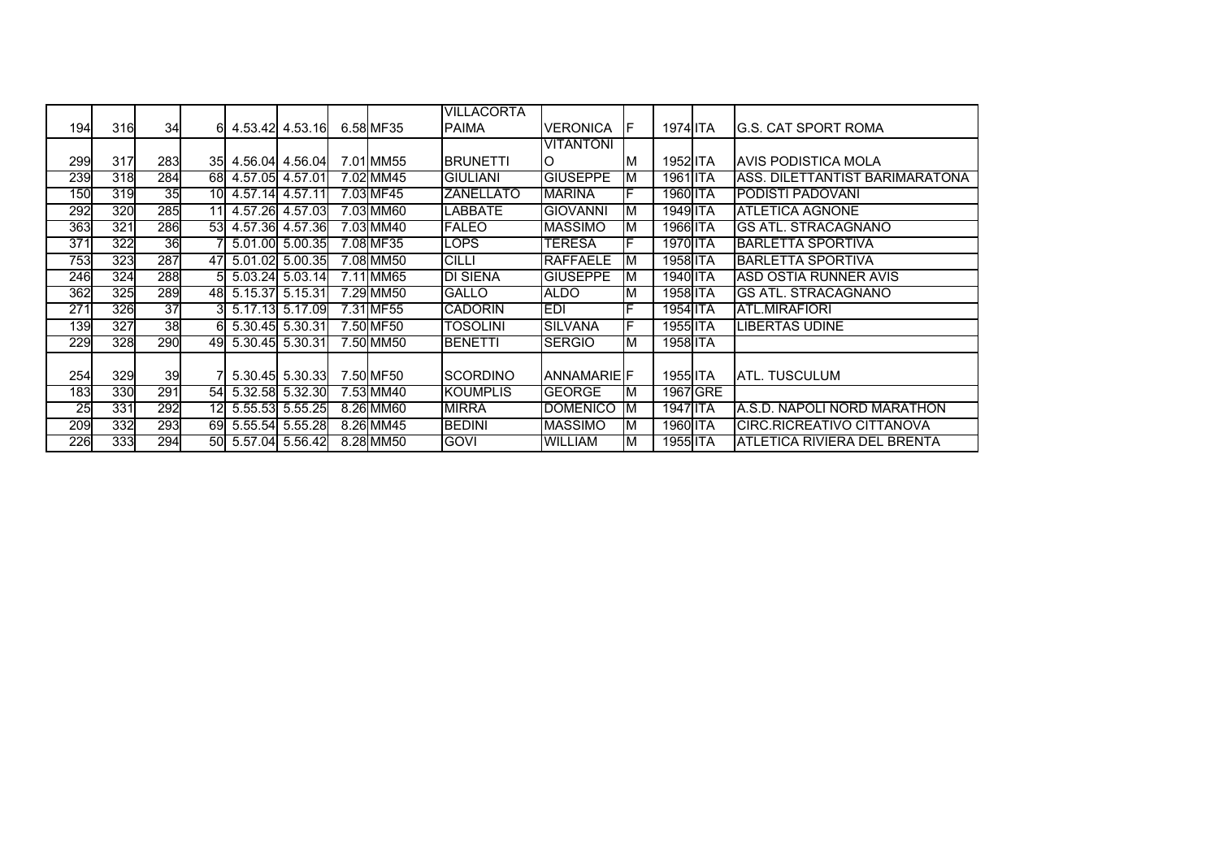| | | | | | | | | | | | | | |
|---|---|---|---|---|---|---|---|---|---|---|---|---|---|
| 194 | 316 | 34 | 6 | 4.53.42 | 4.53.16 | 6.58 | MF35 | VILLACORTA PAIMA | VERONICA | F | 1974 | ITA | G.S. CAT SPORT ROMA |
| 299 | 317 | 283 | 35 | 4.56.04 | 4.56.04 | 7.01 | MM55 | BRUNETTI | VITANTONI O | M | 1952 | ITA | AVIS PODISTICA MOLA |
| 239 | 318 | 284 | 68 | 4.57.05 | 4.57.01 | 7.02 | MM45 | GIULIANI | GIUSEPPE | M | 1961 | ITA | ASS. DILETTANTIST BARIMARATONA |
| 150 | 319 | 35 | 10 | 4.57.14 | 4.57.11 | 7.03 | MF45 | ZANELLATO | MARINA | F | 1960 | ITA | PODISTI PADOVANI |
| 292 | 320 | 285 | 11 | 4.57.26 | 4.57.03 | 7.03 | MM60 | LABBATE | GIOVANNI | M | 1949 | ITA | ATLETICA AGNONE |
| 363 | 321 | 286 | 53 | 4.57.36 | 4.57.36 | 7.03 | MM40 | FALEO | MASSIMO | M | 1966 | ITA | GS ATL. STRACAGNANO |
| 371 | 322 | 36 | 7 | 5.01.00 | 5.00.35 | 7.08 | MF35 | LOPS | TERESA | F | 1970 | ITA | BARLETTA SPORTIVA |
| 753 | 323 | 287 | 47 | 5.01.02 | 5.00.35 | 7.08 | MM50 | CILLI | RAFFAELE | M | 1958 | ITA | BARLETTA SPORTIVA |
| 246 | 324 | 288 | 5 | 5.03.24 | 5.03.14 | 7.11 | MM65 | DI SIENA | GIUSEPPE | M | 1940 | ITA | ASD OSTIA RUNNER AVIS |
| 362 | 325 | 289 | 48 | 5.15.37 | 5.15.31 | 7.29 | MM50 | GALLO | ALDO | M | 1958 | ITA | GS ATL. STRACAGNANO |
| 271 | 326 | 37 | 3 | 5.17.13 | 5.17.09 | 7.31 | MF55 | CADORIN | EDI | F | 1954 | ITA | ATL.MIRAFIORI |
| 139 | 327 | 38 | 6 | 5.30.45 | 5.30.31 | 7.50 | MF50 | TOSOLINI | SILVANA | F | 1955 | ITA | LIBERTAS UDINE |
| 229 | 328 | 290 | 49 | 5.30.45 | 5.30.31 | 7.50 | MM50 | BENETTI | SERGIO | M | 1958 | ITA | |
| 254 | 329 | 39 | 7 | 5.30.45 | 5.30.33 | 7.50 | MF50 | SCORDINO | ANNAMARIE | F | 1955 | ITA | ATL. TUSCULUM |
| 183 | 330 | 291 | 54 | 5.32.58 | 5.32.30 | 7.53 | MM40 | KOUMPLIS | GEORGE | M | 1967 | GRE | |
| 25 | 331 | 292 | 12 | 5.55.53 | 5.55.25 | 8.26 | MM60 | MIRRA | DOMENICO | M | 1947 | ITA | A.S.D. NAPOLI NORD MARATHON |
| 209 | 332 | 293 | 69 | 5.55.54 | 5.55.28 | 8.26 | MM45 | BEDINI | MASSIMO | M | 1960 | ITA | CIRC.RICREATIVO CITTANOVA |
| 226 | 333 | 294 | 50 | 5.57.04 | 5.56.42 | 8.28 | MM50 | GOVI | WILLIAM | M | 1955 | ITA | ATLETICA RIVIERA DEL BRENTA |